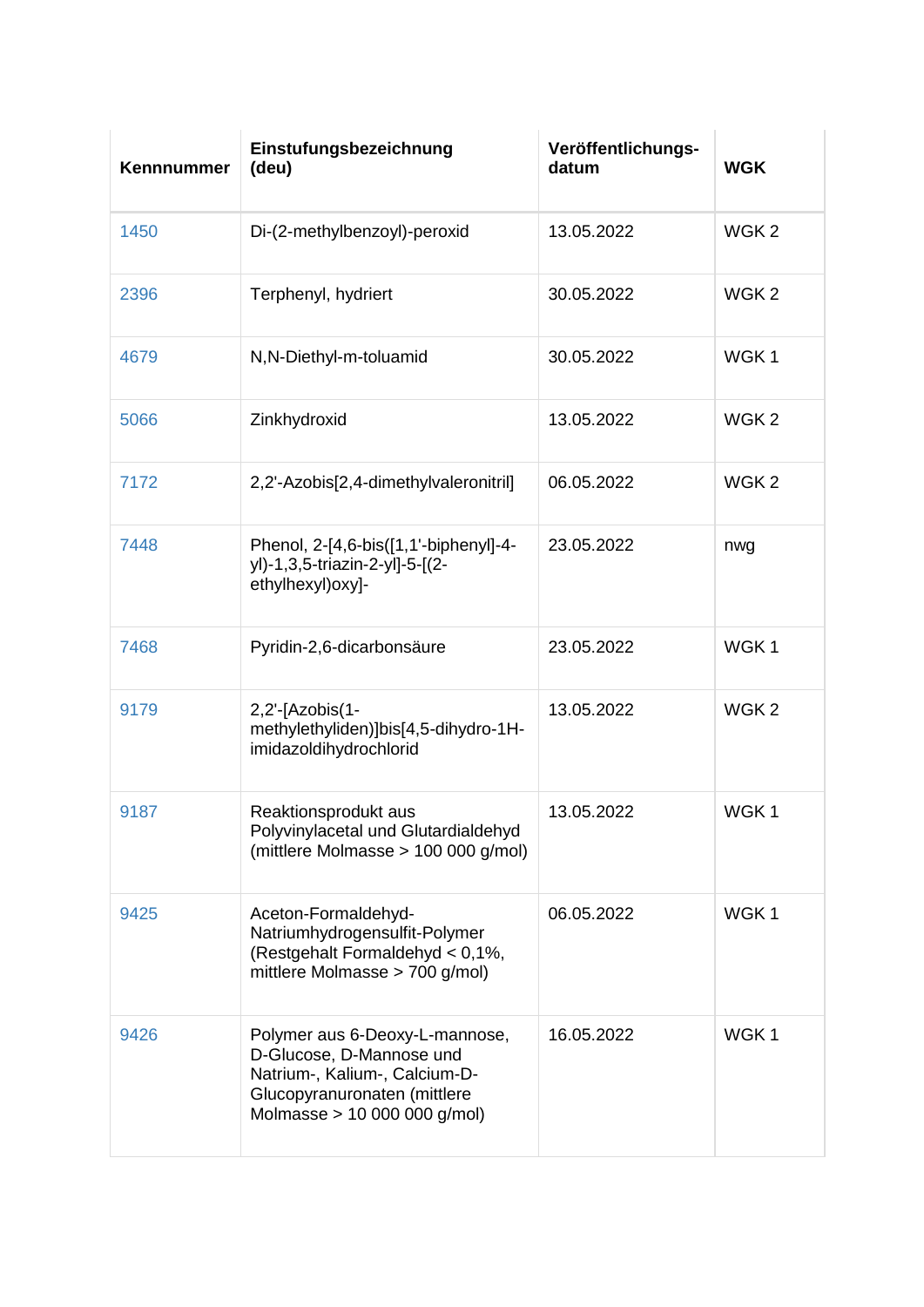| Kennnummer | Einstufungsbezeichnung (deu) | Veröffentlichungs-datum | WGK |
|---|---|---|---|
| 1450 | Di-(2-methylbenzoyl)-peroxid | 13.05.2022 | WGK 2 |
| 2396 | Terphenyl, hydriert | 30.05.2022 | WGK 2 |
| 4679 | N,N-Diethyl-m-toluamid | 30.05.2022 | WGK 1 |
| 5066 | Zinkhydroxid | 13.05.2022 | WGK 2 |
| 7172 | 2,2'-Azobis[2,4-dimethylvaleronitril] | 06.05.2022 | WGK 2 |
| 7448 | Phenol, 2-[4,6-bis([1,1'-biphenyl]-4-yl)-1,3,5-triazin-2-yl]-5-[(2-ethylhexyl)oxy]- | 23.05.2022 | nwg |
| 7468 | Pyridin-2,6-dicarbonsäure | 23.05.2022 | WGK 1 |
| 9179 | 2,2'-[Azobis(1-methylethyliden)]bis[4,5-dihydro-1H-imidazoldihydrochlorid | 13.05.2022 | WGK 2 |
| 9187 | Reaktionsprodukt aus Polyvinylacetal und Glutardialdehyd (mittlere Molmasse > 100 000 g/mol) | 13.05.2022 | WGK 1 |
| 9425 | Aceton-Formaldehyd-Natriumhydrogensulfit-Polymer (Restgehalt Formaldehyd < 0,1%, mittlere Molmasse > 700 g/mol) | 06.05.2022 | WGK 1 |
| 9426 | Polymer aus 6-Deoxy-L-mannose, D-Glucose, D-Mannose und Natrium-, Kalium-, Calcium-D-Glucopyranuronaten (mittlere Molmasse > 10 000 000 g/mol) | 16.05.2022 | WGK 1 |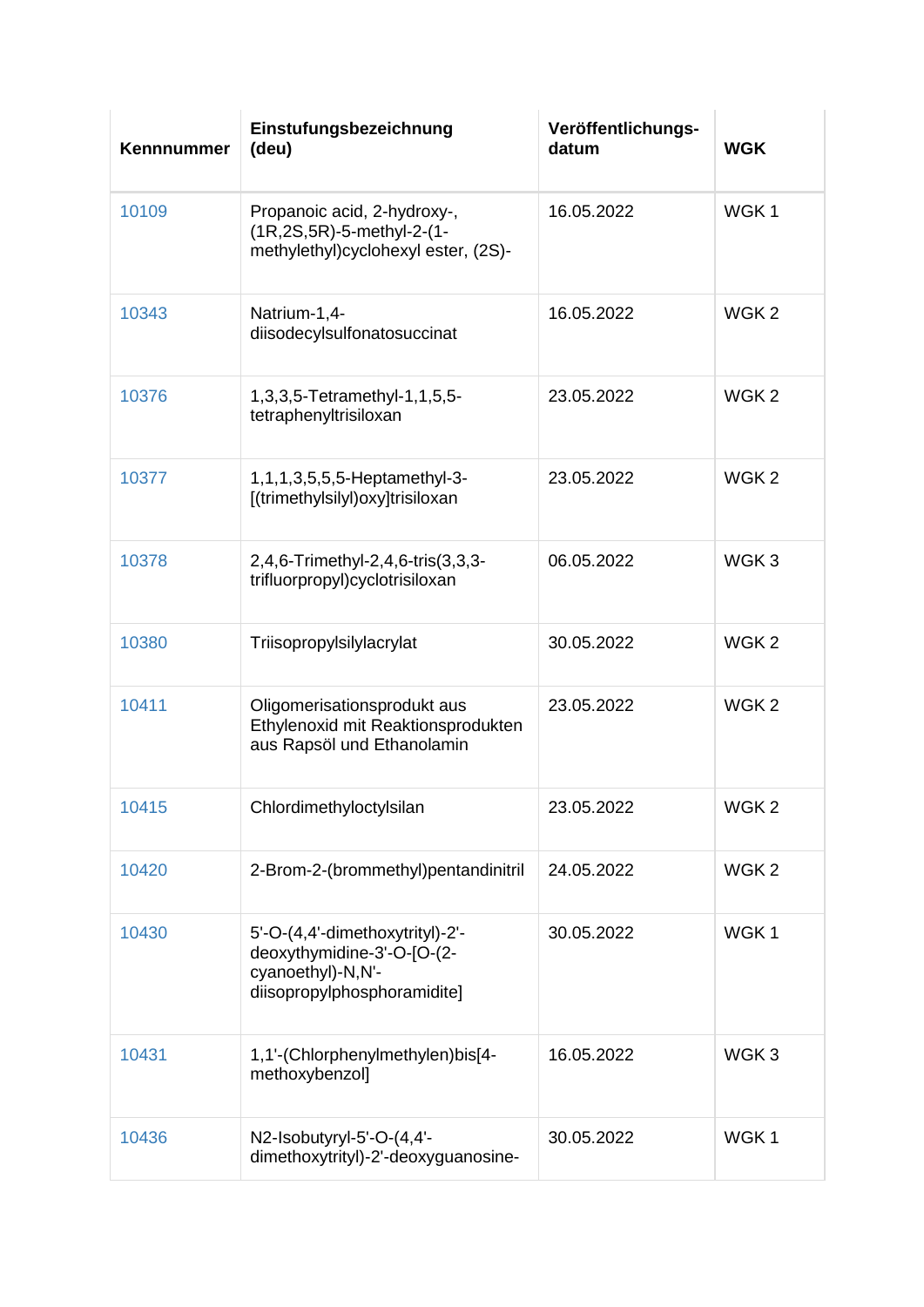| Kennnummer | Einstufungsbezeichnung (deu) | Veröffentlichungs-datum | WGK |
|---|---|---|---|
| 10109 | Propanoic acid, 2-hydroxy-, (1R,2S,5R)-5-methyl-2-(1-methylethyl)cyclohexyl ester, (2S)- | 16.05.2022 | WGK 1 |
| 10343 | Natrium-1,4-diisodecylsulfonatosuccinat | 16.05.2022 | WGK 2 |
| 10376 | 1,3,3,5-Tetramethyl-1,1,5,5-tetraphenyltrisiloxan | 23.05.2022 | WGK 2 |
| 10377 | 1,1,1,3,5,5,5-Heptamethyl-3-[(trimethylsilyl)oxy]trisiloxan | 23.05.2022 | WGK 2 |
| 10378 | 2,4,6-Trimethyl-2,4,6-tris(3,3,3-trifluorpropyl)cyclotrisiloxan | 06.05.2022 | WGK 3 |
| 10380 | Triisopropylsilylacrylat | 30.05.2022 | WGK 2 |
| 10411 | Oligomerisationsprodukt aus Ethylenoxid mit Reaktionsprodukten aus Rapsöl und Ethanolamin | 23.05.2022 | WGK 2 |
| 10415 | Chlordimethyloctylsilan | 23.05.2022 | WGK 2 |
| 10420 | 2-Brom-2-(brommethyl)pentandinitril | 24.05.2022 | WGK 2 |
| 10430 | 5'-O-(4,4'-dimethoxytrityl)-2'-deoxythymidine-3'-O-[O-(2-cyanoethyl)-N,N'-diisopropylphosphoramidite] | 30.05.2022 | WGK 1 |
| 10431 | 1,1'-(Chlorphenylmethylen)bis[4-methoxybenzol] | 16.05.2022 | WGK 3 |
| 10436 | N2-Isobutyryl-5'-O-(4,4'-dimethoxytrityl)-2'-deoxyguanosine- | 30.05.2022 | WGK 1 |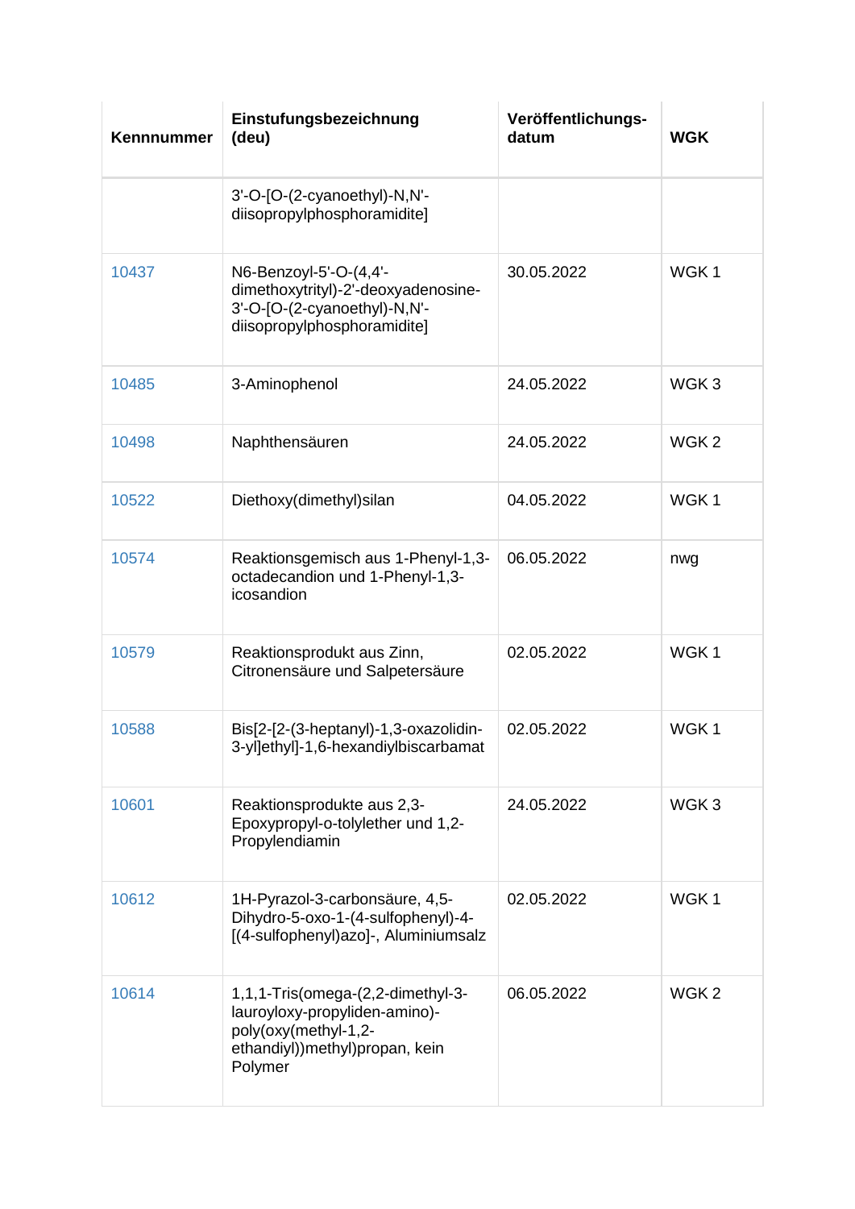| Kennnummer | Einstufungsbezeichnung (deu) | Veröffentlichungs-datum | WGK |
|---|---|---|---|
| | 3'-O-[O-(2-cyanoethyl)-N,N'-diisopropylphosphoramidite] | | |
| 10437 | N6-Benzoyl-5'-O-(4,4'-dimethoxytrityl)-2'-deoxyadenosine-3'-O-[O-(2-cyanoethyl)-N,N'-diisopropylphosphoramidite] | 30.05.2022 | WGK 1 |
| 10485 | 3-Aminophenol | 24.05.2022 | WGK 3 |
| 10498 | Naphthensäuren | 24.05.2022 | WGK 2 |
| 10522 | Diethoxy(dimethyl)silan | 04.05.2022 | WGK 1 |
| 10574 | Reaktionsgemisch aus 1-Phenyl-1,3-octadecandion und 1-Phenyl-1,3-icosandion | 06.05.2022 | nwg |
| 10579 | Reaktionsprodukt aus Zinn, Citronensäure und Salpetersäure | 02.05.2022 | WGK 1 |
| 10588 | Bis[2-[2-(3-heptanyl)-1,3-oxazolidin-3-yl]ethyl]-1,6-hexandiylbiscarbamat | 02.05.2022 | WGK 1 |
| 10601 | Reaktionsprodukte aus 2,3-Epoxypropyl-o-tolylether und 1,2-Propylendiamin | 24.05.2022 | WGK 3 |
| 10612 | 1H-Pyrazol-3-carbonsäure, 4,5-Dihydro-5-oxo-1-(4-sulfophenyl)-4-[(4-sulfophenyl)azo]-, Aluminiumsalz | 02.05.2022 | WGK 1 |
| 10614 | 1,1,1-Tris(omega-(2,2-dimethyl-3-lauroyloxy-propyliden-amino)-poly(oxy(methyl-1,2-ethandiyl))methyl)propan, kein Polymer | 06.05.2022 | WGK 2 |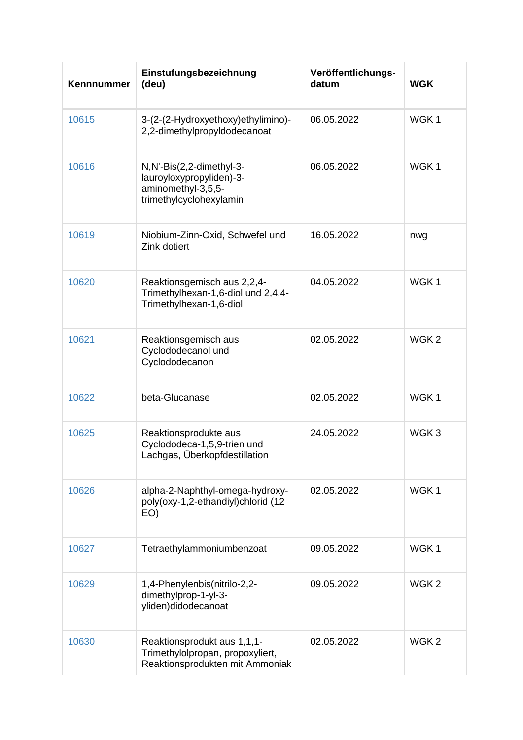| Kennnummer | Einstufungsbezeichnung (deu) | Veröffentlichungs-datum | WGK |
|---|---|---|---|
| 10615 | 3-(2-(2-Hydroxyethoxy)ethylimino)-2,2-dimethylpropyldodecanoat | 06.05.2022 | WGK 1 |
| 10616 | N,N'-Bis(2,2-dimethyl-3-lauroyloxypropyliden)-3-aminomethyl-3,5,5-trimethylcyclohexylamin | 06.05.2022 | WGK 1 |
| 10619 | Niobium-Zinn-Oxid, Schwefel und Zink dotiert | 16.05.2022 | nwg |
| 10620 | Reaktionsgemisch aus 2,2,4-Trimethylhexan-1,6-diol und 2,4,4-Trimethylhexan-1,6-diol | 04.05.2022 | WGK 1 |
| 10621 | Reaktionsgemisch aus Cyclododecanol und Cyclododecanon | 02.05.2022 | WGK 2 |
| 10622 | beta-Glucanase | 02.05.2022 | WGK 1 |
| 10625 | Reaktionsprodukte aus Cyclododeca-1,5,9-trien und Lachgas, Überkopfdestillation | 24.05.2022 | WGK 3 |
| 10626 | alpha-2-Naphthyl-omega-hydroxy-poly(oxy-1,2-ethandiyl)chlorid (12 EO) | 02.05.2022 | WGK 1 |
| 10627 | Tetraethylammoniumbenzoat | 09.05.2022 | WGK 1 |
| 10629 | 1,4-Phenylenbis(nitrilo-2,2-dimethylprop-1-yl-3-yliden)didodecanoat | 09.05.2022 | WGK 2 |
| 10630 | Reaktionsprodukt aus 1,1,1-Trimethylolpropan, propoxyliert, Reaktionsprodukten mit Ammoniak | 02.05.2022 | WGK 2 |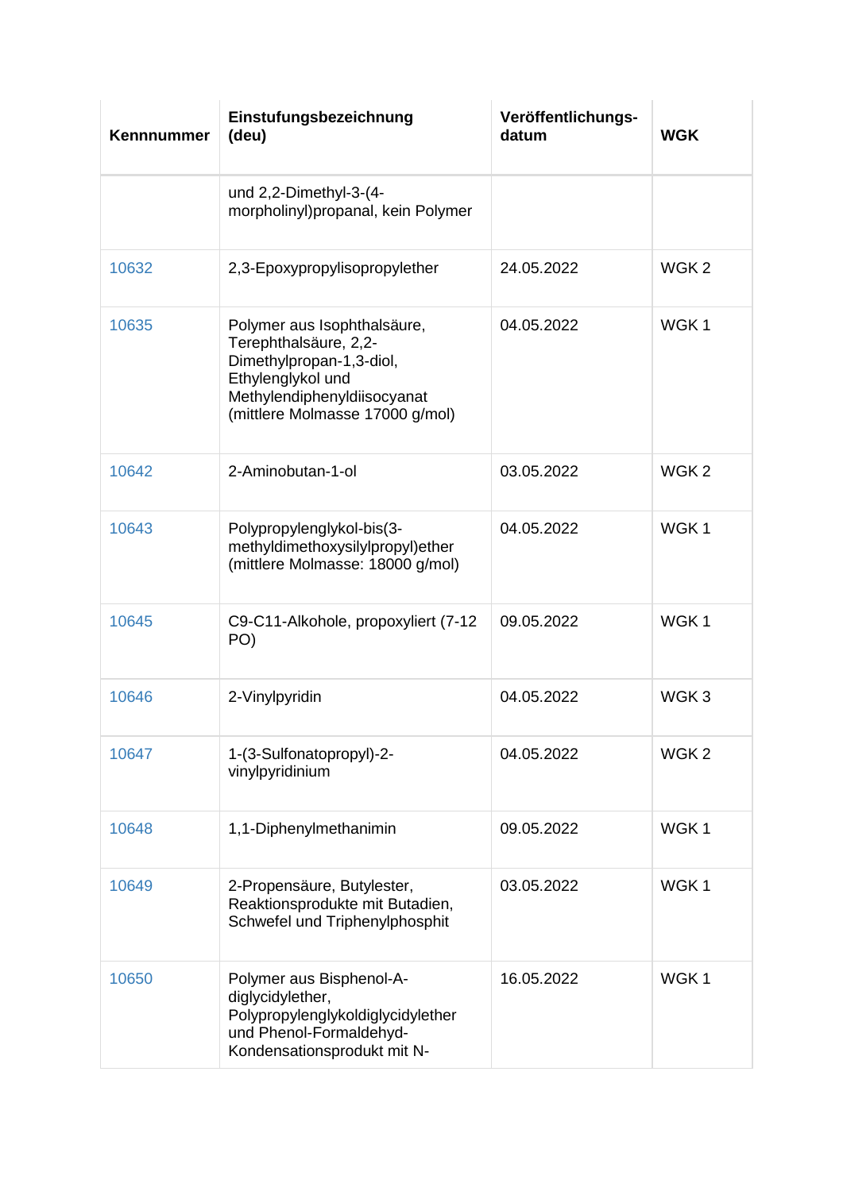| Kennnummer | Einstufungsbezeichnung (deu) | Veröffentlichungs-datum | WGK |
|---|---|---|---|
| | und 2,2-Dimethyl-3-(4-morpholinyl)propanal, kein Polymer | | |
| 10632 | 2,3-Epoxypropylisopropylether | 24.05.2022 | WGK 2 |
| 10635 | Polymer aus Isophthalsäure, Terephthalsäure, 2,2-Dimethylpropan-1,3-diol, Ethylenglykol und Methylendiphenyldiisocyanat (mittlere Molmasse 17000 g/mol) | 04.05.2022 | WGK 1 |
| 10642 | 2-Aminobutan-1-ol | 03.05.2022 | WGK 2 |
| 10643 | Polypropylenglykol-bis(3-methyldimethoxysilylpropyl)ether (mittlere Molmasse: 18000 g/mol) | 04.05.2022 | WGK 1 |
| 10645 | C9-C11-Alkohole, propoxyliert (7-12 PO) | 09.05.2022 | WGK 1 |
| 10646 | 2-Vinylpyridin | 04.05.2022 | WGK 3 |
| 10647 | 1-(3-Sulfonatopropyl)-2-vinylpyridinium | 04.05.2022 | WGK 2 |
| 10648 | 1,1-Diphenylmethanimin | 09.05.2022 | WGK 1 |
| 10649 | 2-Propensäure, Butylester, Reaktionsprodukte mit Butadien, Schwefel und Triphenylphosphit | 03.05.2022 | WGK 1 |
| 10650 | Polymer aus Bisphenol-A-diglycidylether, Polypropylenglykoldiglycidylether und Phenol-Formaldehyd-Kondensationsprodukt mit N- | 16.05.2022 | WGK 1 |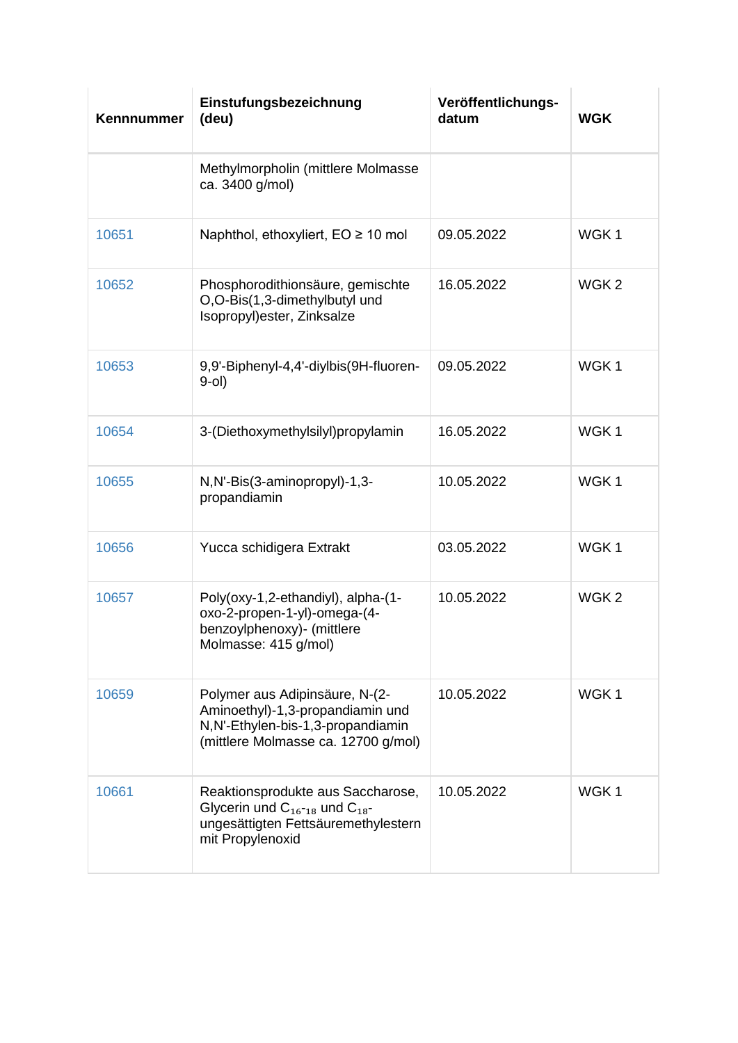| Kennnummer | Einstufungsbezeichnung (deu) | Veröffentlichungs-datum | WGK |
|---|---|---|---|
| | Methylmorpholin (mittlere Molmasse ca. 3400 g/mol) | | |
| 10651 | Naphthol, ethoxyliert, EO ≥ 10 mol | 09.05.2022 | WGK 1 |
| 10652 | Phosphorodithionsäure, gemischte O,O-Bis(1,3-dimethylbutyl und Isopropyl)ester, Zinksalze | 16.05.2022 | WGK 2 |
| 10653 | 9,9'-Biphenyl-4,4'-diylbis(9H-fluoren-9-ol) | 09.05.2022 | WGK 1 |
| 10654 | 3-(Diethoxymethylsilyl)propylamin | 16.05.2022 | WGK 1 |
| 10655 | N,N'-Bis(3-aminopropyl)-1,3-propandiamin | 10.05.2022 | WGK 1 |
| 10656 | Yucca schidigera Extrakt | 03.05.2022 | WGK 1 |
| 10657 | Poly(oxy-1,2-ethandiyl), alpha-(1-oxo-2-propen-1-yl)-omega-(4-benzoylphenoxy)- (mittlere Molmasse: 415 g/mol) | 10.05.2022 | WGK 2 |
| 10659 | Polymer aus Adipinsäure, N-(2-Aminoethyl)-1,3-propandiamin und N,N'-Ethylen-bis-1,3-propandiamin (mittlere Molmasse ca. 12700 g/mol) | 10.05.2022 | WGK 1 |
| 10661 | Reaktionsprodukte aus Saccharose, Glycerin und $C_{16-18}$ und $C_{18}$-ungesättigten Fettsäuremethylestern mit Propylenoxid | 10.05.2022 | WGK 1 |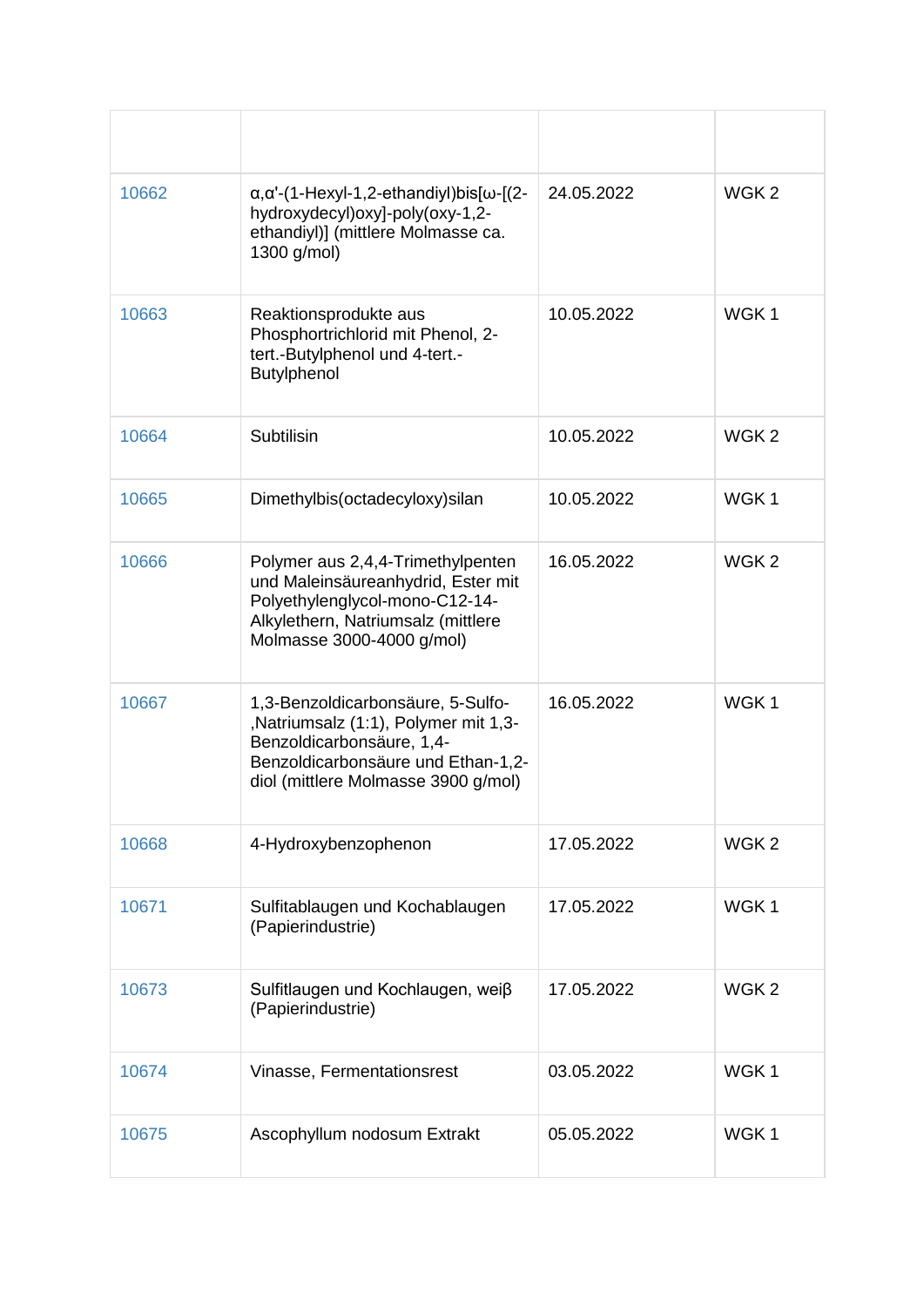| | | | |
|---|---|---|---|
| 10662 | α,α'-(1-Hexyl-1,2-ethandiyl)bis[ω-[(2-hydroxydecyl)oxy]-poly(oxy-1,2-ethandiyl)] (mittlere Molmasse ca. 1300 g/mol) | 24.05.2022 | WGK 2 |
| 10663 | Reaktionsprodukte aus Phosphortrichlorid mit Phenol, 2-tert.-Butylphenol und 4-tert.-Butylphenol | 10.05.2022 | WGK 1 |
| 10664 | Subtilisin | 10.05.2022 | WGK 2 |
| 10665 | Dimethylbis(octadecyloxy)silan | 10.05.2022 | WGK 1 |
| 10666 | Polymer aus 2,4,4-Trimethylpenten und Maleinsäureanhydrid, Ester mit Polyethylenglycol-mono-C12-14-Alkylethern, Natriumsalz (mittlere Molmasse 3000-4000 g/mol) | 16.05.2022 | WGK 2 |
| 10667 | 1,3-Benzoldicarbonsäure, 5-Sulfo-,Natriumsalz (1:1), Polymer mit 1,3-Benzoldicarbonsäure, 1,4-Benzoldicarbonsäure und Ethan-1,2-diol (mittlere Molmasse 3900 g/mol) | 16.05.2022 | WGK 1 |
| 10668 | 4-Hydroxybenzophenon | 17.05.2022 | WGK 2 |
| 10671 | Sulfitablaugen und Kochablaugen (Papierindustrie) | 17.05.2022 | WGK 1 |
| 10673 | Sulfitlaugen und Kochlaugen, weiβ (Papierindustrie) | 17.05.2022 | WGK 2 |
| 10674 | Vinasse, Fermentationsrest | 03.05.2022 | WGK 1 |
| 10675 | Ascophyllum nodosum Extrakt | 05.05.2022 | WGK 1 |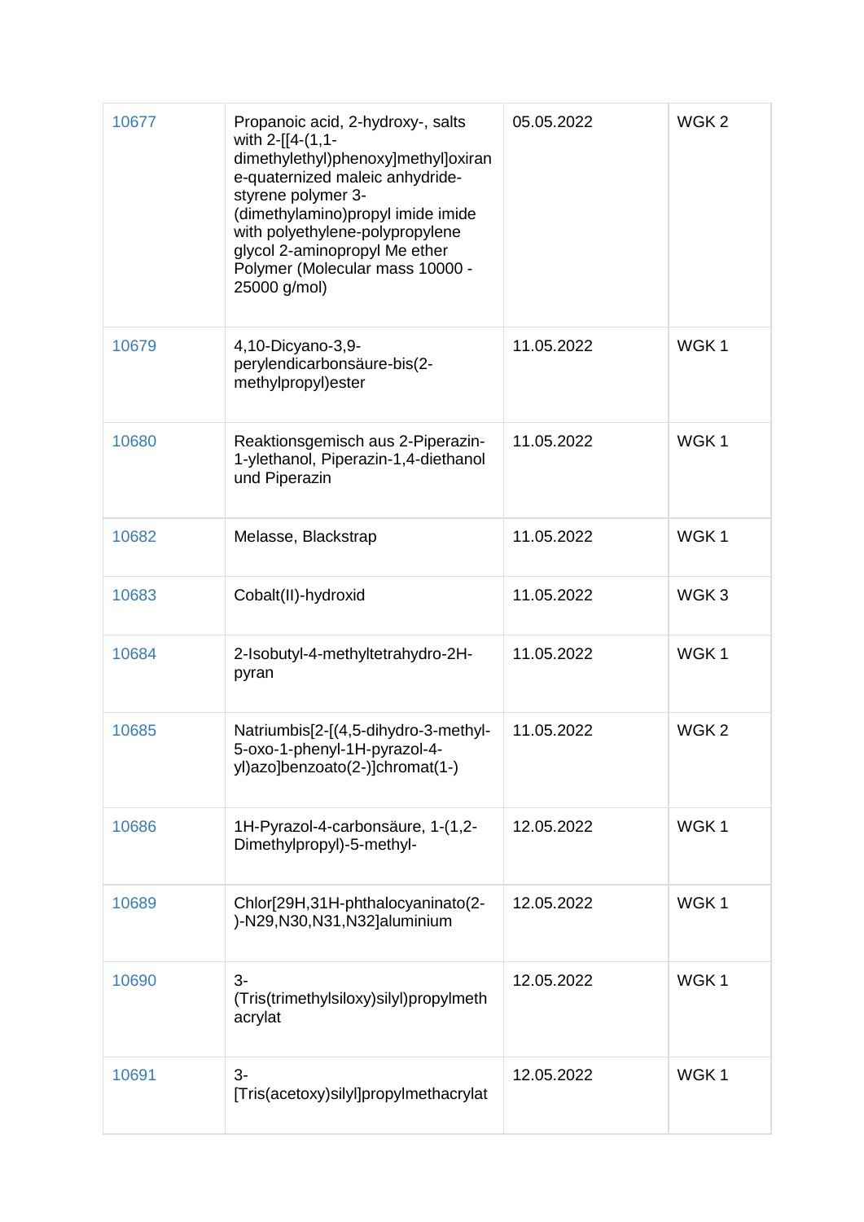| 10677 | Propanoic acid, 2-hydroxy-, salts with 2-[[4-(1,1-dimethylethyl)phenoxy]methyl]oxirane-quaternized maleic anhydride-styrene polymer 3-(dimethylamino)propyl imide imide with polyethylene-polypropylene glycol 2-aminopropyl Me ether Polymer (Molecular mass 10000 - 25000 g/mol) | 05.05.2022 | WGK 2 |
|---|---|---|---|
| 10679 | 4,10-Dicyano-3,9-perylendicarbonsäure-bis(2-methylpropyl)ester | 11.05.2022 | WGK 1 |
| 10680 | Reaktionsgemisch aus 2-Piperazin-1-ylethanol, Piperazin-1,4-diethanol und Piperazin | 11.05.2022 | WGK 1 |
| 10682 | Melasse, Blackstrap | 11.05.2022 | WGK 1 |
| 10683 | Cobalt(II)-hydroxid | 11.05.2022 | WGK 3 |
| 10684 | 2-Isobutyl-4-methyltetrahydro-2H-pyran | 11.05.2022 | WGK 1 |
| 10685 | Natriumbis[2-[(4,5-dihydro-3-methyl-5-oxo-1-phenyl-1H-pyrazol-4-yl)azo]benzoato(2-)]chromat(1-) | 11.05.2022 | WGK 2 |
| 10686 | 1H-Pyrazol-4-carbonsäure, 1-(1,2-Dimethylpropyl)-5-methyl- | 12.05.2022 | WGK 1 |
| 10689 | Chlor[29H,31H-phthalocyaninato(2-)-N29,N30,N31,N32]aluminium | 12.05.2022 | WGK 1 |
| 10690 | 3-(Tris(trimethylsiloxy)silyl)propylmethacrylat | 12.05.2022 | WGK 1 |
| 10691 | 3-[Tris(acetoxy)silyl]propylmethacrylat | 12.05.2022 | WGK 1 |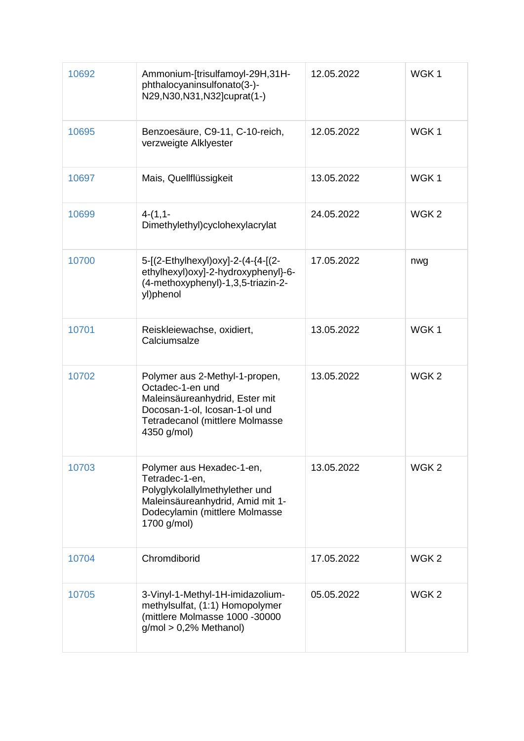| | | | |
|---|---|---|---|
| 10692 | Ammonium-[trisulfamoyl-29H,31H-phthalocyaninsulfonato(3-)-N29,N30,N31,N32]cuprat(1-) | 12.05.2022 | WGK 1 |
| 10695 | Benzoesäure, C9-11, C-10-reich, verzweigte Alklyester | 12.05.2022 | WGK 1 |
| 10697 | Mais, Quellflüssigkeit | 13.05.2022 | WGK 1 |
| 10699 | 4-(1,1-Dimethylethyl)cyclohexylacrylat | 24.05.2022 | WGK 2 |
| 10700 | 5-[(2-Ethylhexyl)oxy]-2-(4-{4-[(2-ethylhexyl)oxy]-2-hydroxyphenyl}-6-(4-methoxyphenyl)-1,3,5-triazin-2-yl)phenol | 17.05.2022 | nwg |
| 10701 | Reiskleiewachse, oxidiert, Calciumsalze | 13.05.2022 | WGK 1 |
| 10702 | Polymer aus 2-Methyl-1-propen, Octadec-1-en und Maleinsäureanhydrid, Ester mit Docosan-1-ol, Icosan-1-ol und Tetradecanol (mittlere Molmasse 4350 g/mol) | 13.05.2022 | WGK 2 |
| 10703 | Polymer aus Hexadec-1-en, Tetradec-1-en, Polyglykolallylmethylether und Maleinsäureanhydrid, Amid mit 1-Dodecylamin (mittlere Molmasse 1700 g/mol) | 13.05.2022 | WGK 2 |
| 10704 | Chromdiborid | 17.05.2022 | WGK 2 |
| 10705 | 3-Vinyl-1-Methyl-1H-imidazolium-methylsulfat, (1:1) Homopolymer (mittlere Molmasse 1000 -30000 g/mol > 0,2% Methanol) | 05.05.2022 | WGK 2 |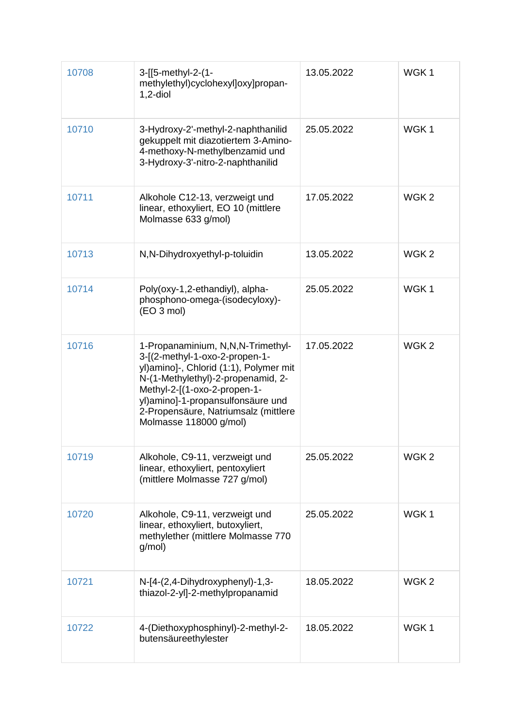| 10708 | 3-[[5-methyl-2-(1-methylethyl)cyclohexyl]oxy]propan-1,2-diol | 13.05.2022 | WGK 1 |
|---|---|---|---|
| 10710 | 3-Hydroxy-2'-methyl-2-naphthanilid gekuppelt mit diazotiertem 3-Amino-4-methoxy-N-methylbenzamid und 3-Hydroxy-3'-nitro-2-naphthanilid | 25.05.2022 | WGK 1 |
| 10711 | Alkohole C12-13, verzweigt und linear, ethoxyliert, EO 10 (mittlere Molmasse 633 g/mol) | 17.05.2022 | WGK 2 |
| 10713 | N,N-Dihydroxyethyl-p-toluidin | 13.05.2022 | WGK 2 |
| 10714 | Poly(oxy-1,2-ethandiyl), alpha-phosphono-omega-(isodecyloxy)-(EO 3 mol) | 25.05.2022 | WGK 1 |
| 10716 | 1-Propanaminium, N,N,N-Trimethyl-3-[(2-methyl-1-oxo-2-propen-1-yl)amino]-, Chlorid (1:1), Polymer mit N-(1-Methylethyl)-2-propenamid, 2-Methyl-2-[(1-oxo-2-propen-1-yl)amino]-1-propansulfonsäure und 2-Propensäure, Natriumsalz (mittlere Molmasse 118000 g/mol) | 17.05.2022 | WGK 2 |
| 10719 | Alkohole, C9-11, verzweigt und linear, ethoxyliert, pentoxyliert (mittlere Molmasse 727 g/mol) | 25.05.2022 | WGK 2 |
| 10720 | Alkohole, C9-11, verzweigt und linear, ethoxyliert, butoxyliert, methylether (mittlere Molmasse 770 g/mol) | 25.05.2022 | WGK 1 |
| 10721 | N-[4-(2,4-Dihydroxyphenyl)-1,3-thiazol-2-yl]-2-methylpropanamid | 18.05.2022 | WGK 2 |
| 10722 | 4-(Diethoxyphosphinyl)-2-methyl-2-butensäureethylester | 18.05.2022 | WGK 1 |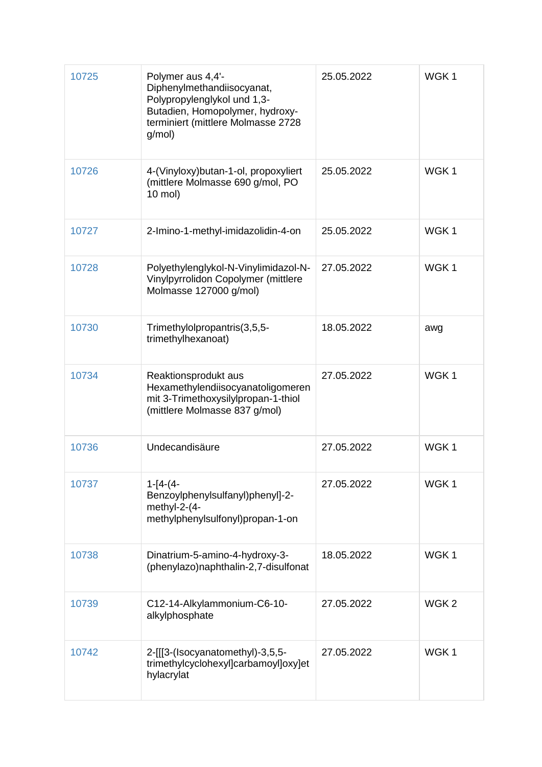| | | | |
|---|---|---|---|
| 10725 | Polymer aus 4,4'-Diphenylmethandiisocyanat, Polypropylenglykol und 1,3-Butadien, Homopolymer, hydroxy-terminiert (mittlere Molmasse 2728 g/mol) | 25.05.2022 | WGK 1 |
| 10726 | 4-(Vinyloxy)butan-1-ol, propoxyliert (mittlere Molmasse 690 g/mol, PO 10 mol) | 25.05.2022 | WGK 1 |
| 10727 | 2-Imino-1-methyl-imidazolidin-4-on | 25.05.2022 | WGK 1 |
| 10728 | Polyethylenglykol-N-Vinylimidazol-N-Vinylpyrrolidon Copolymer (mittlere Molmasse 127000 g/mol) | 27.05.2022 | WGK 1 |
| 10730 | Trimethylolpropantris(3,5,5-trimethylhexanoat) | 18.05.2022 | awg |
| 10734 | Reaktionsprodukt aus Hexamethylendiisocyanatoligomeren mit 3-Trimethoxysilylpropan-1-thiol (mittlere Molmasse 837 g/mol) | 27.05.2022 | WGK 1 |
| 10736 | Undecandisäure | 27.05.2022 | WGK 1 |
| 10737 | 1-[4-(4-Benzoylphenylsulfanyl)phenyl]-2-methyl-2-(4-methylphenylsulfonyl)propan-1-on | 27.05.2022 | WGK 1 |
| 10738 | Dinatrium-5-amino-4-hydroxy-3-(phenylazo)naphthalin-2,7-disulfonat | 18.05.2022 | WGK 1 |
| 10739 | C12-14-Alkylammonium-C6-10-alkylphosphate | 27.05.2022 | WGK 2 |
| 10742 | 2-[[[3-(Isocyanatomethyl)-3,5,5-trimethylcyclohexyl]carbamoyl]oxy]ethylacrylat | 27.05.2022 | WGK 1 |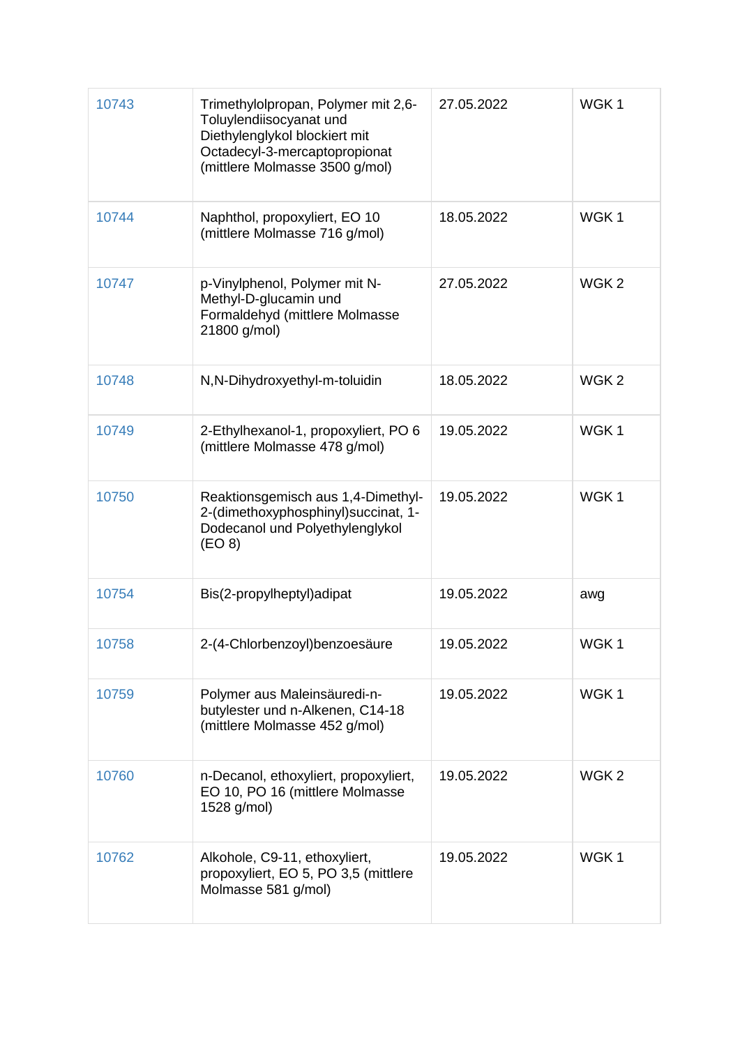| | | | |
|---|---|---|---|
| 10743 | Trimethylolpropan, Polymer mit 2,6-Toluylendiisocyanat und Diethylenglykol blockiert mit Octadecyl-3-mercaptopropionat (mittlere Molmasse 3500 g/mol) | 27.05.2022 | WGK 1 |
| 10744 | Naphthol, propoxyliert, EO 10 (mittlere Molmasse 716 g/mol) | 18.05.2022 | WGK 1 |
| 10747 | p-Vinylphenol, Polymer mit N-Methyl-D-glucamin und Formaldehyd (mittlere Molmasse 21800 g/mol) | 27.05.2022 | WGK 2 |
| 10748 | N,N-Dihydroxyethyl-m-toluidin | 18.05.2022 | WGK 2 |
| 10749 | 2-Ethylhexanol-1, propoxyliert, PO 6 (mittlere Molmasse 478 g/mol) | 19.05.2022 | WGK 1 |
| 10750 | Reaktionsgemisch aus 1,4-Dimethyl-2-(dimethoxyphosphinyl)succinat, 1-Dodecanol und Polyethylenglykol (EO 8) | 19.05.2022 | WGK 1 |
| 10754 | Bis(2-propylheptyl)adipat | 19.05.2022 | awg |
| 10758 | 2-(4-Chlorbenzoyl)benzoesäure | 19.05.2022 | WGK 1 |
| 10759 | Polymer aus Maleinsäuredi-n-butylester und n-Alkenen, C14-18 (mittlere Molmasse 452 g/mol) | 19.05.2022 | WGK 1 |
| 10760 | n-Decanol, ethoxyliert, propoxyliert, EO 10, PO 16 (mittlere Molmasse 1528 g/mol) | 19.05.2022 | WGK 2 |
| 10762 | Alkohole, C9-11, ethoxyliert, propoxyliert, EO 5, PO 3,5 (mittlere Molmasse 581 g/mol) | 19.05.2022 | WGK 1 |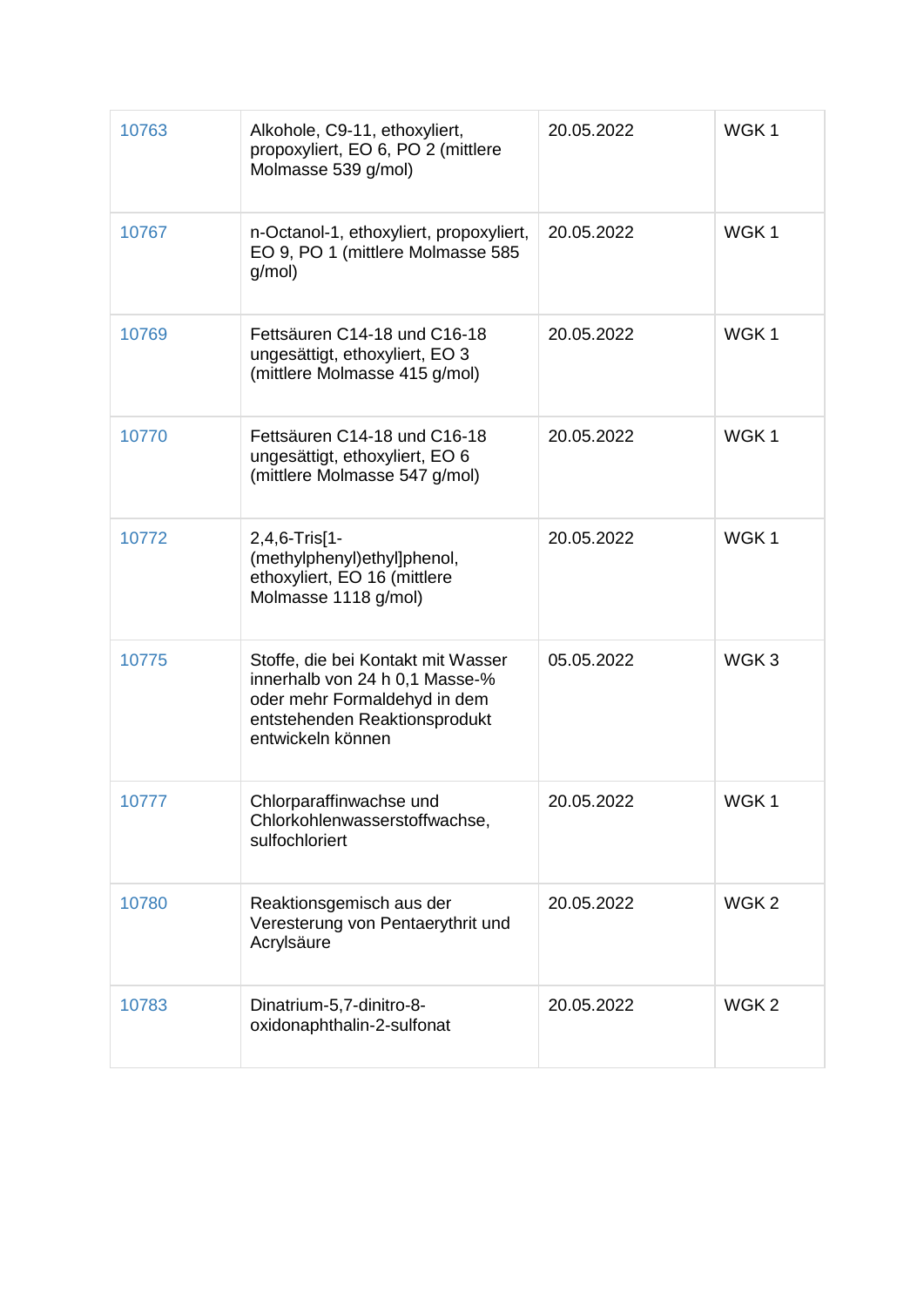| | | | |
|---|---|---|---|
| 10763 | Alkohole, C9-11, ethoxyliert, propoxyliert, EO 6, PO 2 (mittlere Molmasse 539 g/mol) | 20.05.2022 | WGK 1 |
| 10767 | n-Octanol-1, ethoxyliert, propoxyliert, EO 9, PO 1 (mittlere Molmasse 585 g/mol) | 20.05.2022 | WGK 1 |
| 10769 | Fettsäuren C14-18 und C16-18 ungesättigt, ethoxyliert, EO 3 (mittlere Molmasse 415 g/mol) | 20.05.2022 | WGK 1 |
| 10770 | Fettsäuren C14-18 und C16-18 ungesättigt, ethoxyliert, EO 6 (mittlere Molmasse 547 g/mol) | 20.05.2022 | WGK 1 |
| 10772 | 2,4,6-Tris[1-(methylphenyl)ethyl]phenol, ethoxyliert, EO 16 (mittlere Molmasse 1118 g/mol) | 20.05.2022 | WGK 1 |
| 10775 | Stoffe, die bei Kontakt mit Wasser innerhalb von 24 h 0,1 Masse-% oder mehr Formaldehyd in dem entstehenden Reaktionsprodukt entwickeln können | 05.05.2022 | WGK 3 |
| 10777 | Chlorparaffinwachse und Chlorkohlenwasserstoffwachse, sulfochloriert | 20.05.2022 | WGK 1 |
| 10780 | Reaktionsgemisch aus der Veresterung von Pentaerythrit und Acrylsäure | 20.05.2022 | WGK 2 |
| 10783 | Dinatrium-5,7-dinitro-8-oxidonaphthalin-2-sulfonat | 20.05.2022 | WGK 2 |